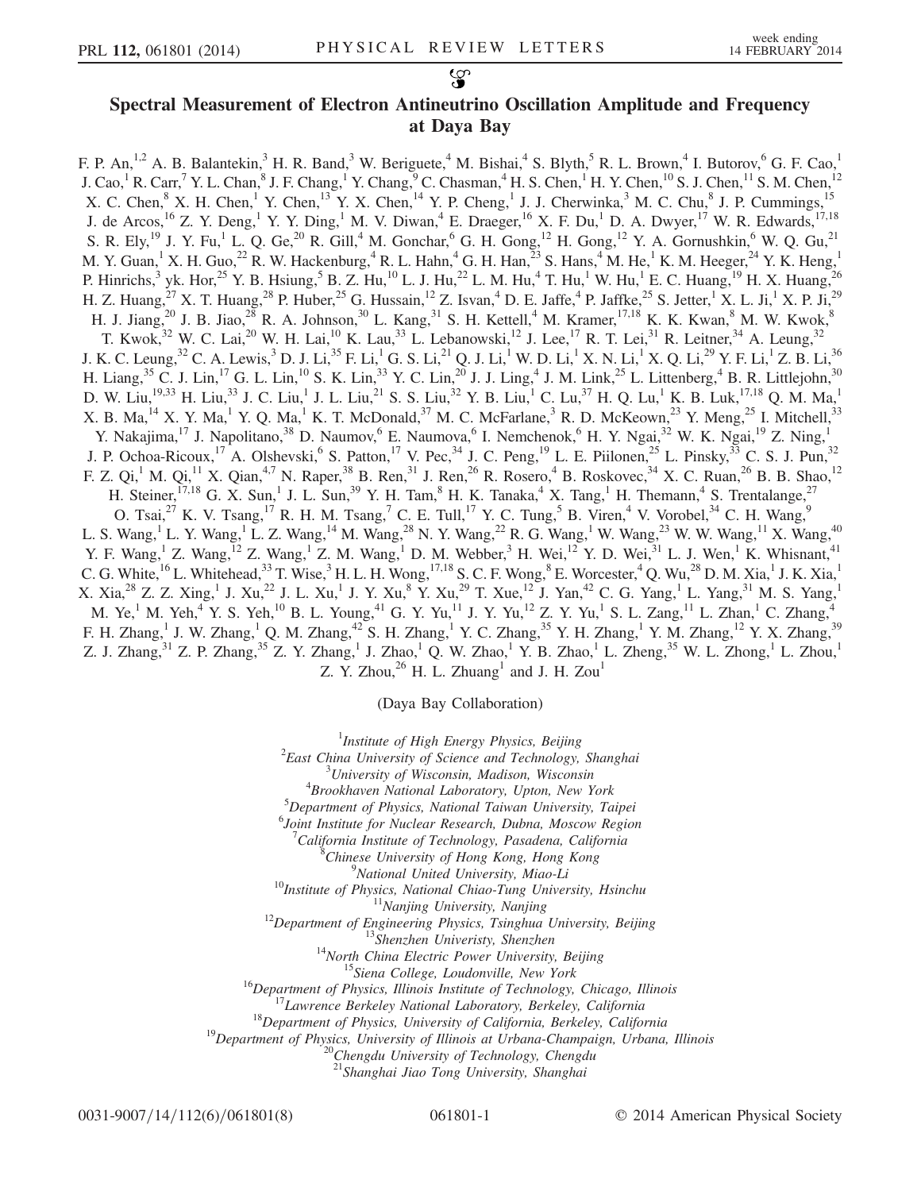# Spectral Measurement of Electron Antineutrino Oscillation Amplitude and Frequency at Daya Bay

F. P. An,[1,2] A. B. Balantekin,[3] H. R. Band,[3] W. Beriguete,[4] M. Bishai,[4] S. Blyth,[5] R. L. Brown,[4] I. Butorov,[6] G. F. Cao,[1] J. Cao,[1] R. Carr,[7] Y. L. Chan,[8] J. F. Chang,[1] Y. Chang,[9] C. Chasman,[4] H. S. Chen,[1] H. Y. Chen,[10] S. J. Chen,[11] S. M. Chen,[12] X. C. Chen,[8] X. H. Chen,[1] Y. Chen,[13] Y. X. Chen,[14] Y. P. Cheng,[1] J. J. Cherwinka,[3] M. C. Chu,[8] J. P. Cummings,[15] J. de Arcos,[16] Z. Y. Deng,[1] Y. Y. Ding,[1] M. V. Diwan,[4] E. Draeger,[16] X. F. Du,[1] D. A. Dwyer,[17] W. R. Edwards,[17,18] S. R. Ely,[19] J. Y. Fu,[1] L. Q. Ge,[20] R. Gill,[4] M. Gonchar,[6] G. H. Gong,[12] H. Gong,[12] Y. A. Gornushkin,[6] W. Q. Gu,[21] M. Y. Guan,[1] X. H. Guo,[22] R. W. Hackenburg,[4] R. L. Hahn,[4] G. H. Han,[23] S. Hans,[4] M. He,[1] K. M. Heeger,[24] Y. K. Heng,[1] P. Hinrichs,[3] yk. Hor,[25] Y. B. Hsiung,[5] B. Z. Hu,[10] L. J. Hu,[22] L. M. Hu,[4] T. Hu,[1] W. Hu,[1] E. C. Huang,[19] H. X. Huang,[26] H. Z. Huang,[27] X. T. Huang,[28] P. Huber,[25] G. Hussain,[12] Z. Isvan,[4] D. E. Jaffe,[4] P. Jaffke,[25] S. Jetter,[1] X. L. Ji,[1] X. P. Ji,[29] H. J. Jiang,[20] J. B. Jiao,[28] R. A. Johnson,[30] L. Kang,[31] S. H. Kettell,[4] M. Kramer,[17,18] K. K. Kwan,[8] M. W. Kwok,[8] T. Kwok,[32] W. C. Lai,[20] W. H. Lai,[10] K. Lau,[33] L. Lebanowski,[12] J. Lee,[17] R. T. Lei,[31] R. Leitner,[34] A. Leung,[32] J. K. C. Leung,[32] C. A. Lewis,[3] D. J. Li,[35] F. Li,[1] G. S. Li,[21] Q. J. Li,[1] W. D. Li,[1] X. N. Li,[1] X. Q. Li,[29] Y. F. Li,[1] Z. B. Li,[36] H. Liang,[35] C. J. Lin,[17] G. L. Lin,[10] S. K. Lin,[33] Y. C. Lin,[20] J. J. Ling,[4] J. M. Link,[25] L. Littenberg,[4] B. R. Littlejohn,[30] D. W. Liu,[19,33] H. Liu,[33] J. C. Liu,[1] J. L. Liu,[21] S. S. Liu,[32] Y. B. Liu,[1] C. Lu,[37] H. Q. Lu,[1] K. B. Luk,[17,18] Q. M. Ma,[1] X. B. Ma,[14] X. Y. Ma,[1] Y. Q. Ma,[1] K. T. McDonald,[37] M. C. McFarlane,[3] R. D. McKeown,[23] Y. Meng,[25] I. Mitchell,[33] Y. Nakajima,[17] J. Napolitano,[38] D. Naumov,[6] E. Naumova,[6] I. Nemchenok,[6] H. Y. Ngai,[32] W. K. Ngai,[19] Z. Ning,[1] J. P. Ochoa-Ricoux,[17] A. Olshevski,[6] S. Patton,[17] V. Pec,[34] J. C. Peng,[19] L. E. Piilonen,[25] L. Pinsky,[33] C. S. J. Pun,[32] F. Z. Qi,[1] M. Qi,[11] X. Qian,[4,7] N. Raper,[38] B. Ren,[31] J. Ren,[26] R. Rosero,[4] B. Roskovec,[34] X. C. Ruan,[26] B. B. Shao,[12] H. Steiner,[17,18] G. X. Sun,[1] J. L. Sun,[39] Y. H. Tam,[8] H. K. Tanaka,[4] X. Tang,[1] H. Themann,[4] S. Trentalange,[27] O. Tsai,[27] K. V. Tsang,[17] R. H. M. Tsang,[7] C. E. Tull,[17] Y. C. Tung,[5] B. Viren,[4] V. Vorobel,[34] C. H. Wang,[9] L. S. Wang,[1] L. Y. Wang,[1] L. Z. Wang,[14] M. Wang,[28] N. Y. Wang,[22] R. G. Wang,[1] W. Wang,[23] W. W. Wang,[11] X. Wang,[40] Y. F. Wang,[1] Z. Wang,[12] Z. Wang,[1] Z. M. Wang,[1] D. M. Webber,[3] H. Wei,[12] Y. D. Wei,[31] L. J. Wen,[1] K. Whisnant,[41] C. G. White,[16] L. Whitehead,[33] T. Wise,[3] H. L. H. Wong,[17,18] S. C. F. Wong,[8] E. Worcester,[4] Q. Wu,[28] D. M. Xia,[1] J. K. Xia,[1] X. Xia,[28] Z. Z. Xing,[1] J. Xu,[22] J. L. Xu,[1] J. Y. Xu,[8] Y. Xu,[29] T. Xue,[12] J. Yan,[42] C. G. Yang,[1] L. Yang,[31] M. S. Yang,[1] M. Ye,[1] M. Yeh,[4] Y. S. Yeh,[10] B. L. Young,[41] G. Y. Yu,[11] J. Y. Yu,[12] Z. Y. Yu,[1] S. L. Zang,[11] L. Zhan,[1] C. Zhang,[4] F. H. Zhang,[1] J. W. Zhang,[1] Q. M. Zhang,[42] S. H. Zhang,[1] Y. C. Zhang,[35] Y. H. Zhang,[1] Y. M. Zhang,[12] Y. X. Zhang,[39] Z. J. Zhang,[31] Z. P. Zhang,[35] Z. Y. Zhang,[1] J. Zhao,[1] Q. W. Zhao,[1] Y. B. Zhao,[1] L. Zheng,[35] W. L. Zhong,[1] L. Zhou,[1] Z. Y. Zhou,[26] H. L. Zhuang[1] and J. H. Zou[1]

(Daya Bay Collaboration)

[1] *Institute of High Energy Physics, Beijing*
[2] *East China University of Science and Technology, Shanghai*
[3] *University of Wisconsin, Madison, Wisconsin*
[4] *Brookhaven National Laboratory, Upton, New York*
[5] *Department of Physics, National Taiwan University, Taipei*
[6] *Joint Institute for Nuclear Research, Dubna, Moscow Region*
[7] *California Institute of Technology, Pasadena, California*
[8] *Chinese University of Hong Kong, Hong Kong*
[9] *National United University, Miao-Li*
[10] *Institute of Physics, National Chiao-Tung University, Hsinchu*
[11] *Nanjing University, Nanjing*
[12] *Department of Engineering Physics, Tsinghua University, Beijing*
[13] *Shenzhen Univeristy, Shenzhen*
[14] *North China Electric Power University, Beijing*
[15] *Siena College, Loudonville, New York*
[16] *Department of Physics, Illinois Institute of Technology, Chicago, Illinois*
[17] *Lawrence Berkeley National Laboratory, Berkeley, California*
[18] *Department of Physics, University of California, Berkeley, California*
[19] *Department of Physics, University of Illinois at Urbana-Champaign, Urbana, Illinois*
[20] *Chengdu University of Technology, Chengdu*
[21] *Shanghai Jiao Tong University, Shanghai*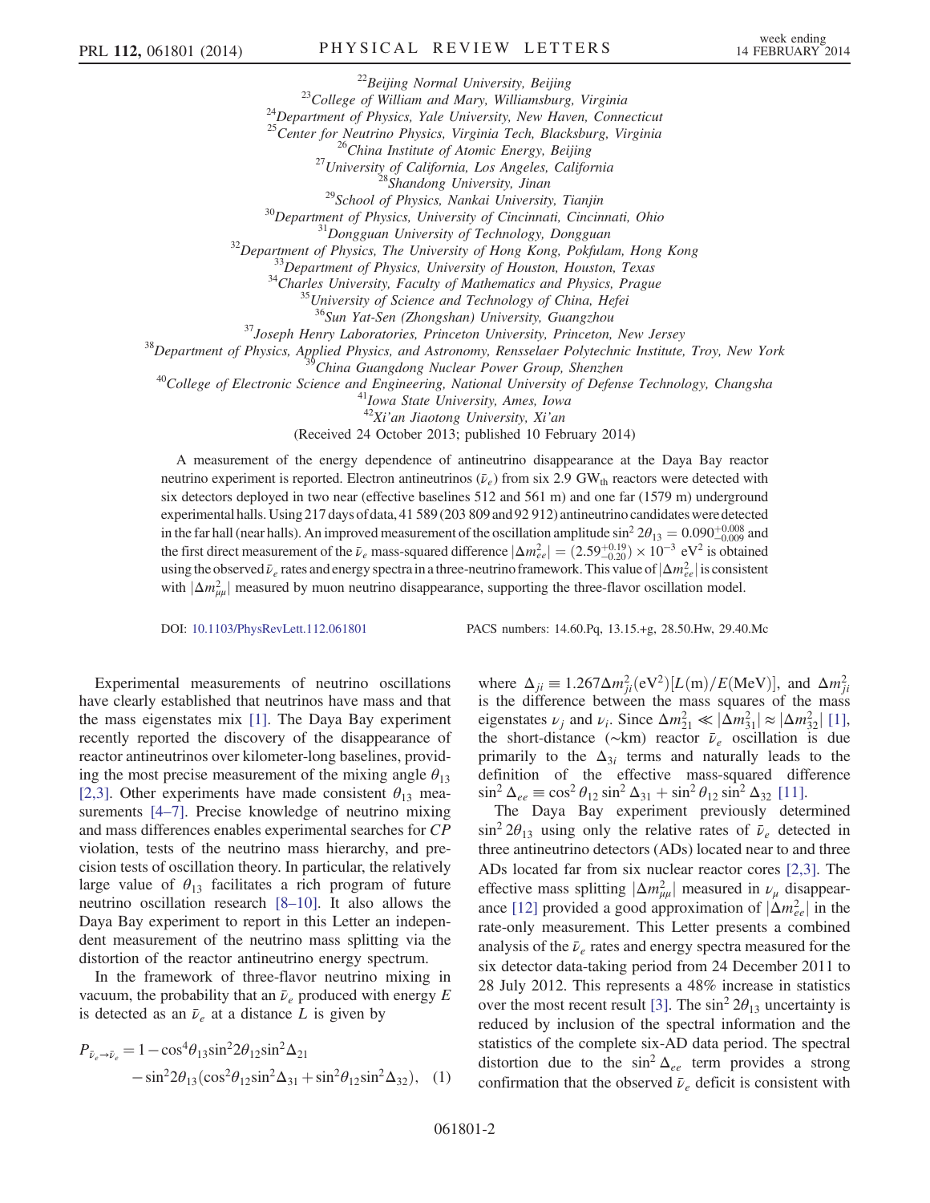[22] Beijing Normal University, Beijing
[23] College of William and Mary, Williamsburg, Virginia
[24] Department of Physics, Yale University, New Haven, Connecticut
[25] Center for Neutrino Physics, Virginia Tech, Blacksburg, Virginia
[26] China Institute of Atomic Energy, Beijing
[27] University of California, Los Angeles, California
[28] Shandong University, Jinan
[29] School of Physics, Nankai University, Tianjin
[30] Department of Physics, University of Cincinnati, Cincinnati, Ohio
[31] Dongguan University of Technology, Dongguan
[32] Department of Physics, The University of Hong Kong, Pokfulam, Hong Kong
[33] Department of Physics, University of Houston, Houston, Texas
[34] Charles University, Faculty of Mathematics and Physics, Prague
[35] University of Science and Technology of China, Hefei
[36] Sun Yat-Sen (Zhongshan) University, Guangzhou
[37] Joseph Henry Laboratories, Princeton University, Princeton, New Jersey
[38] Department of Physics, Applied Physics, and Astronomy, Rensselaer Polytechnic Institute, Troy, New York
[39] China Guangdong Nuclear Power Group, Shenzhen
[40] College of Electronic Science and Engineering, National University of Defense Technology, Changsha
[41] Iowa State University, Ames, Iowa
[42] Xi'an Jiaotong University, Xi'an

(Received 24 October 2013; published 10 February 2014)

A measurement of the energy dependence of antineutrino disappearance at the Daya Bay reactor neutrino experiment is reported. Electron antineutrinos ($\bar{\nu}_e$) from six 2.9 $\mathrm{GW_{th}}$ reactors were detected with six detectors deployed in two near (effective baselines 512 and 561 m) and one far (1579 m) underground experimental halls. Using 217 days of data, 41 589 (203 809 and 92 912) antineutrino candidates were detected in the far hall (near halls). An improved measurement of the oscillation amplitude $\sin^2 2\theta_{13} = 0.090^{+0.008}_{-0.009}$ and the first direct measurement of the $\bar{\nu}_e$ mass-squared difference $|\Delta m^2_{ee}| = (2.59^{+0.19}_{-0.20}) \times 10^{-3}\ \mathrm{eV}^2$ is obtained using the observed $\bar{\nu}_e$ rates and energy spectra in a three-neutrino framework. This value of $|\Delta m^2_{ee}|$ is consistent with $|\Delta m^2_{\mu\mu}|$ measured by muon neutrino disappearance, supporting the three-flavor oscillation model.

DOI: 10.1103/PhysRevLett.112.061801 PACS numbers: 14.60.Pq, 13.15.+g, 28.50.Hw, 29.40.Mc

Experimental measurements of neutrino oscillations have clearly established that neutrinos have mass and that the mass eigenstates mix [1]. The Daya Bay experiment recently reported the discovery of the disappearance of reactor antineutrinos over kilometer-long baselines, providing the most precise measurement of the mixing angle $\theta_{13}$ [2,3]. Other experiments have made consistent $\theta_{13}$ measurements [4–7]. Precise knowledge of neutrino mixing and mass differences enables experimental searches for *CP* violation, tests of the neutrino mass hierarchy, and precision tests of oscillation theory. In particular, the relatively large value of $\theta_{13}$ facilitates a rich program of future neutrino oscillation research [8–10]. It also allows the Daya Bay experiment to report in this Letter an independent measurement of the neutrino mass splitting via the distortion of the reactor antineutrino energy spectrum.

In the framework of three-flavor neutrino mixing in vacuum, the probability that an $\bar{\nu}_e$ produced with energy $E$ is detected as an $\bar{\nu}_e$ at a distance $L$ is given by

$$P_{\bar{\nu}_e \to \bar{\nu}_e} = 1 - \cos^4\theta_{13}\sin^2 2\theta_{12}\sin^2\Delta_{21} - \sin^2 2\theta_{13}(\cos^2\theta_{12}\sin^2\Delta_{31} + \sin^2\theta_{12}\sin^2\Delta_{32}), \quad (1)$$

where $\Delta_{ji} \equiv 1.267\Delta m^2_{ji}(\mathrm{eV}^2)[L(\mathrm{m})/E(\mathrm{MeV})]$, and $\Delta m^2_{ji}$ is the difference between the mass squares of the mass eigenstates $\nu_j$ and $\nu_i$. Since $\Delta m^2_{21} \ll |\Delta m^2_{31}| \approx |\Delta m^2_{32}|$ [1], the short-distance ($\sim$km) reactor $\bar{\nu}_e$ oscillation is due primarily to the $\Delta_{3i}$ terms and naturally leads to the definition of the effective mass-squared difference $\sin^2\Delta_{ee} \equiv \cos^2\theta_{12}\sin^2\Delta_{31} + \sin^2\theta_{12}\sin^2\Delta_{32}$ [11].

The Daya Bay experiment previously determined $\sin^2 2\theta_{13}$ using only the relative rates of $\bar{\nu}_e$ detected in three antineutrino detectors (ADs) located near to and three ADs located far from six nuclear reactor cores [2,3]. The effective mass splitting $|\Delta m^2_{\mu\mu}|$ measured in $\nu_\mu$ disappearance [12] provided a good approximation of $|\Delta m^2_{ee}|$ in the rate-only measurement. This Letter presents a combined analysis of the $\bar{\nu}_e$ rates and energy spectra measured for the six detector data-taking period from 24 December 2011 to 28 July 2012. This represents a 48% increase in statistics over the most recent result [3]. The $\sin^2 2\theta_{13}$ uncertainty is reduced by inclusion of the spectral information and the statistics of the complete six-AD data period. The spectral distortion due to the $\sin^2\Delta_{ee}$ term provides a strong confirmation that the observed $\bar{\nu}_e$ deficit is consistent with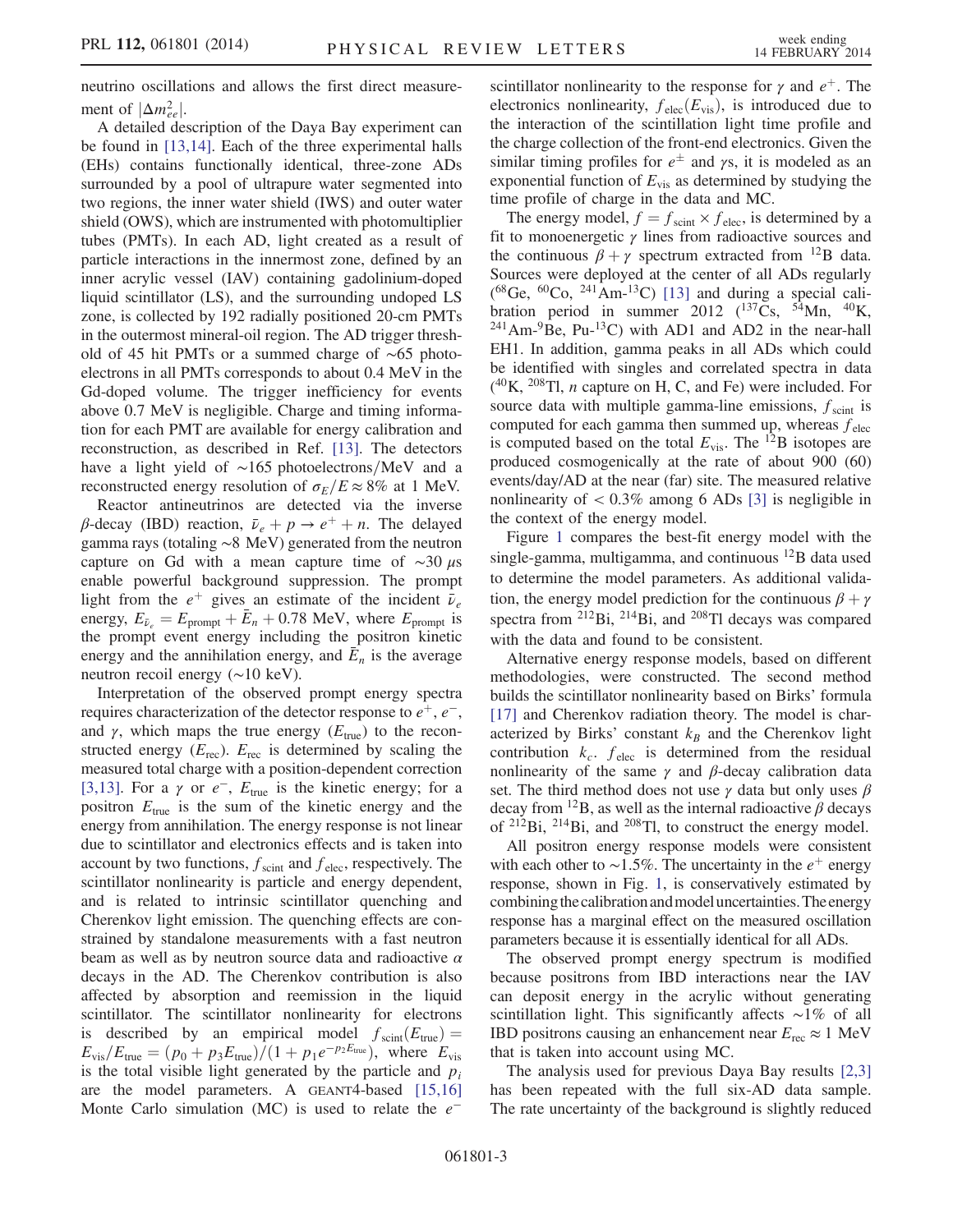neutrino oscillations and allows the first direct measurement of $|\Delta m^2_{ee}|$.

A detailed description of the Daya Bay experiment can be found in [13,14]. Each of the three experimental halls (EHs) contains functionally identical, three-zone ADs surrounded by a pool of ultrapure water segmented into two regions, the inner water shield (IWS) and outer water shield (OWS), which are instrumented with photomultiplier tubes (PMTs). In each AD, light created as a result of particle interactions in the innermost zone, defined by an inner acrylic vessel (IAV) containing gadolinium-doped liquid scintillator (LS), and the surrounding undoped LS zone, is collected by 192 radially positioned 20-cm PMTs in the outermost mineral-oil region. The AD trigger threshold of 45 hit PMTs or a summed charge of $\sim$65 photoelectrons in all PMTs corresponds to about 0.4 MeV in the Gd-doped volume. The trigger inefficiency for events above 0.7 MeV is negligible. Charge and timing information for each PMT are available for energy calibration and reconstruction, as described in Ref. [13]. The detectors have a light yield of $\sim$165 photoelectrons/MeV and a reconstructed energy resolution of $\sigma_E/E \approx 8\%$ at 1 MeV.

Reactor antineutrinos are detected via the inverse $\beta$-decay (IBD) reaction, $\bar{\nu}_e + p \to e^+ + n$. The delayed gamma rays (totaling $\sim$8 MeV) generated from the neutron capture on Gd with a mean capture time of $\sim$30 $\mu$s enable powerful background suppression. The prompt light from the $e^+$ gives an estimate of the incident $\bar{\nu}_e$ energy, $E_{\bar{\nu}_e} = E_{\text{prompt}} + \bar{E}_n + 0.78$ MeV, where $E_{\text{prompt}}$ is the prompt event energy including the positron kinetic energy and the annihilation energy, and $\bar{E}_n$ is the average neutron recoil energy ($\sim$10 keV).

Interpretation of the observed prompt energy spectra requires characterization of the detector response to $e^+$, $e^-$, and $\gamma$, which maps the true energy ($E_{\text{true}}$) to the reconstructed energy ($E_{\text{rec}}$). $E_{\text{rec}}$ is determined by scaling the measured total charge with a position-dependent correction [3,13]. For a $\gamma$ or $e^-$, $E_{\text{true}}$ is the kinetic energy; for a positron $E_{\text{true}}$ is the sum of the kinetic energy and the energy from annihilation. The energy response is not linear due to scintillator and electronics effects and is taken into account by two functions, $f_{\text{scint}}$ and $f_{\text{elec}}$, respectively. The scintillator nonlinearity is particle and energy dependent, and is related to intrinsic scintillator quenching and Cherenkov light emission. The quenching effects are constrained by standalone measurements with a fast neutron beam as well as by neutron source data and radioactive $\alpha$ decays in the AD. The Cherenkov contribution is also affected by absorption and reemission in the liquid scintillator. The scintillator nonlinearity for electrons is described by an empirical model $f_{\text{scint}}(E_{\text{true}}) = E_{\text{vis}}/E_{\text{true}} = (p_0 + p_3 E_{\text{true}})/(1 + p_1 e^{-p_2 E_{\text{true}}})$, where $E_{\text{vis}}$ is the total visible light generated by the particle and $p_i$ are the model parameters. A GEANT4-based [15,16] Monte Carlo simulation (MC) is used to relate the $e^-$ scintillator nonlinearity to the response for $\gamma$ and $e^+$. The electronics nonlinearity, $f_{\text{elec}}(E_{\text{vis}})$, is introduced due to the interaction of the scintillation light time profile and the charge collection of the front-end electronics. Given the similar timing profiles for $e^{\pm}$ and $\gamma$s, it is modeled as an exponential function of $E_{\text{vis}}$ as determined by studying the time profile of charge in the data and MC.

The energy model, $f = f_{\text{scint}} \times f_{\text{elec}}$, is determined by a fit to monoenergetic $\gamma$ lines from radioactive sources and the continuous $\beta + \gamma$ spectrum extracted from $^{12}$B data. Sources were deployed at the center of all ADs regularly ($^{68}$Ge, $^{60}$Co, $^{241}$Am-$^{13}$C) [13] and during a special calibration period in summer 2012 ($^{137}$Cs, $^{54}$Mn, $^{40}$K, $^{241}$Am-$^{9}$Be, Pu-$^{13}$C) with AD1 and AD2 in the near-hall EH1. In addition, gamma peaks in all ADs which could be identified with singles and correlated spectra in data ($^{40}$K, $^{208}$Tl, $n$ capture on H, C, and Fe) were included. For source data with multiple gamma-line emissions, $f_{\text{scint}}$ is computed for each gamma then summed up, whereas $f_{\text{elec}}$ is computed based on the total $E_{\text{vis}}$. The $^{12}$B isotopes are produced cosmogenically at the rate of about 900 (60) events/day/AD at the near (far) site. The measured relative nonlinearity of $< 0.3\%$ among 6 ADs [3] is negligible in the context of the energy model.

Figure 1 compares the best-fit energy model with the single-gamma, multigamma, and continuous $^{12}$B data used to determine the model parameters. As additional validation, the energy model prediction for the continuous $\beta + \gamma$ spectra from $^{212}$Bi, $^{214}$Bi, and $^{208}$Tl decays was compared with the data and found to be consistent.

Alternative energy response models, based on different methodologies, were constructed. The second method builds the scintillator nonlinearity based on Birks' formula [17] and Cherenkov radiation theory. The model is characterized by Birks' constant $k_B$ and the Cherenkov light contribution $k_c$. $f_{\text{elec}}$ is determined from the residual nonlinearity of the same $\gamma$ and $\beta$-decay calibration data set. The third method does not use $\gamma$ data but only uses $\beta$ decay from $^{12}$B, as well as the internal radioactive $\beta$ decays of $^{212}$Bi, $^{214}$Bi, and $^{208}$Tl, to construct the energy model.

All positron energy response models were consistent with each other to $\sim$1.5%. The uncertainty in the $e^+$ energy response, shown in Fig. 1, is conservatively estimated by combining the calibration and model uncertainties. The energy response has a marginal effect on the measured oscillation parameters because it is essentially identical for all ADs.

The observed prompt energy spectrum is modified because positrons from IBD interactions near the IAV can deposit energy in the acrylic without generating scintillation light. This significantly affects $\sim$1% of all IBD positrons causing an enhancement near $E_{\text{rec}} \approx 1$ MeV that is taken into account using MC.

The analysis used for previous Daya Bay results [2,3] has been repeated with the full six-AD data sample. The rate uncertainty of the background is slightly reduced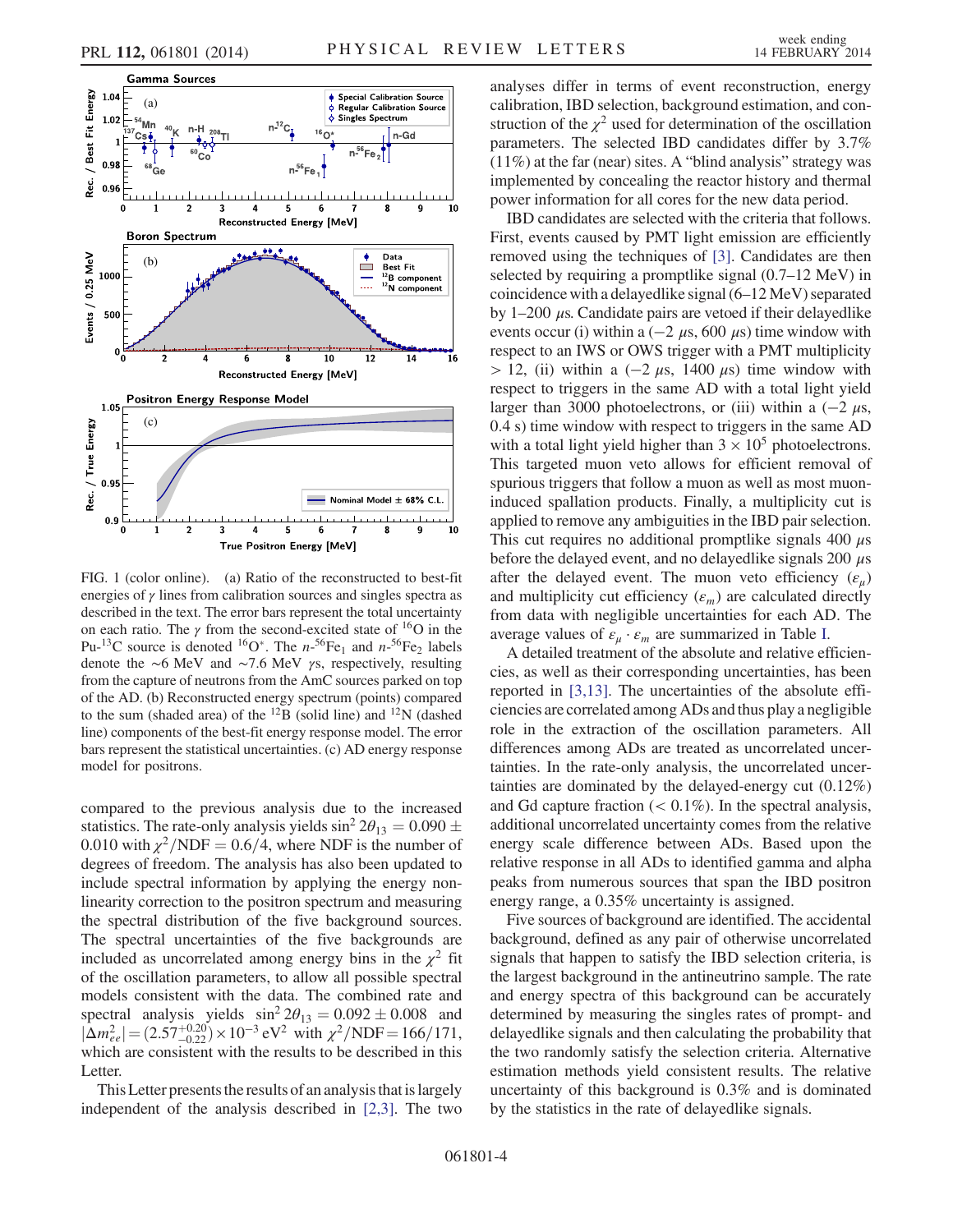FIG. 1 (color online). (a) Ratio of the reconstructed to best-fit energies of $\gamma$ lines from calibration sources and singles spectra as described in the text. The error bars represent the total uncertainty on each ratio. The $\gamma$ from the second-excited state of $^{16}O$ in the Pu-$^{13}C$ source is denoted $^{16}O^*$. The $n$-$^{56}Fe_1$ and $n$-$^{56}Fe_2$ labels denote the ~6 MeV and ~7.6 MeV $\gamma$s, respectively, resulting from the capture of neutrons from the AmC sources parked on top of the AD. (b) Reconstructed energy spectrum (points) compared to the sum (shaded area) of the $^{12}B$ (solid line) and $^{12}N$ (dashed line) components of the best-fit energy response model. The error bars represent the statistical uncertainties. (c) AD energy response model for positrons.

compared to the previous analysis due to the increased statistics. The rate-only analysis yields $\sin^2 2\theta_{13} = 0.090 \pm 0.010$ with $\chi^2/\mathrm{NDF} = 0.6/4$, where NDF is the number of degrees of freedom. The analysis has also been updated to include spectral information by applying the energy nonlinearity correction to the positron spectrum and measuring the spectral distribution of the five background sources. The spectral uncertainties of the five backgrounds are included as uncorrelated among energy bins in the $\chi^2$ fit of the oscillation parameters, to allow all possible spectral models consistent with the data. The combined rate and spectral analysis yields $\sin^2 2\theta_{13} = 0.092 \pm 0.008$ and $|\Delta m^2_{ee}| = (2.57^{+0.20}_{-0.22}) \times 10^{-3}\ \mathrm{eV}^2$ with $\chi^2/\mathrm{NDF} = 166/171$, which are consistent with the results to be described in this Letter.

This Letter presents the results of an analysis that is largely independent of the analysis described in [2,3]. The two analyses differ in terms of event reconstruction, energy calibration, IBD selection, background estimation, and construction of the $\chi^2$ used for determination of the oscillation parameters. The selected IBD candidates differ by 3.7% (11%) at the far (near) sites. A "blind analysis" strategy was implemented by concealing the reactor history and thermal power information for all cores for the new data period.

IBD candidates are selected with the criteria that follows. First, events caused by PMT light emission are efficiently removed using the techniques of [3]. Candidates are then selected by requiring a promptlike signal (0.7–12 MeV) in coincidence with a delayedlike signal (6–12 MeV) separated by 1–200 $\mu$s. Candidate pairs are vetoed if their delayedlike events occur (i) within a ($-2\ \mu$s, 600 $\mu$s) time window with respect to an IWS or OWS trigger with a PMT multiplicity $> 12$, (ii) within a ($-2\ \mu$s, 1400 $\mu$s) time window with respect to triggers in the same AD with a total light yield larger than 3000 photoelectrons, or (iii) within a ($-2\ \mu$s, 0.4 s) time window with respect to triggers in the same AD with a total light yield higher than $3 \times 10^5$ photoelectrons. This targeted muon veto allows for efficient removal of spurious triggers that follow a muon as well as most muon-induced spallation products. Finally, a multiplicity cut is applied to remove any ambiguities in the IBD pair selection. This cut requires no additional promptlike signals 400 $\mu$s before the delayed event, and no delayedlike signals 200 $\mu$s after the delayed event. The muon veto efficiency ($\varepsilon_\mu$) and multiplicity cut efficiency ($\varepsilon_m$) are calculated directly from data with negligible uncertainties for each AD. The average values of $\varepsilon_\mu \cdot \varepsilon_m$ are summarized in Table I.

A detailed treatment of the absolute and relative efficiencies, as well as their corresponding uncertainties, has been reported in [3,13]. The uncertainties of the absolute efficiencies are correlated among ADs and thus play a negligible role in the extraction of the oscillation parameters. All differences among ADs are treated as uncorrelated uncertainties. In the rate-only analysis, the uncorrelated uncertainties are dominated by the delayed-energy cut (0.12%) and Gd capture fraction ($< 0.1\%$). In the spectral analysis, additional uncorrelated uncertainty comes from the relative energy scale difference between ADs. Based upon the relative response in all ADs to identified gamma and alpha peaks from numerous sources that span the IBD positron energy range, a 0.35% uncertainty is assigned.

Five sources of background are identified. The accidental background, defined as any pair of otherwise uncorrelated signals that happen to satisfy the IBD selection criteria, is the largest background in the antineutrino sample. The rate and energy spectra of this background can be accurately determined by measuring the singles rates of prompt- and delayedlike signals and then calculating the probability that the two randomly satisfy the selection criteria. Alternative estimation methods yield consistent results. The relative uncertainty of this background is 0.3% and is dominated by the statistics in the rate of delayedlike signals.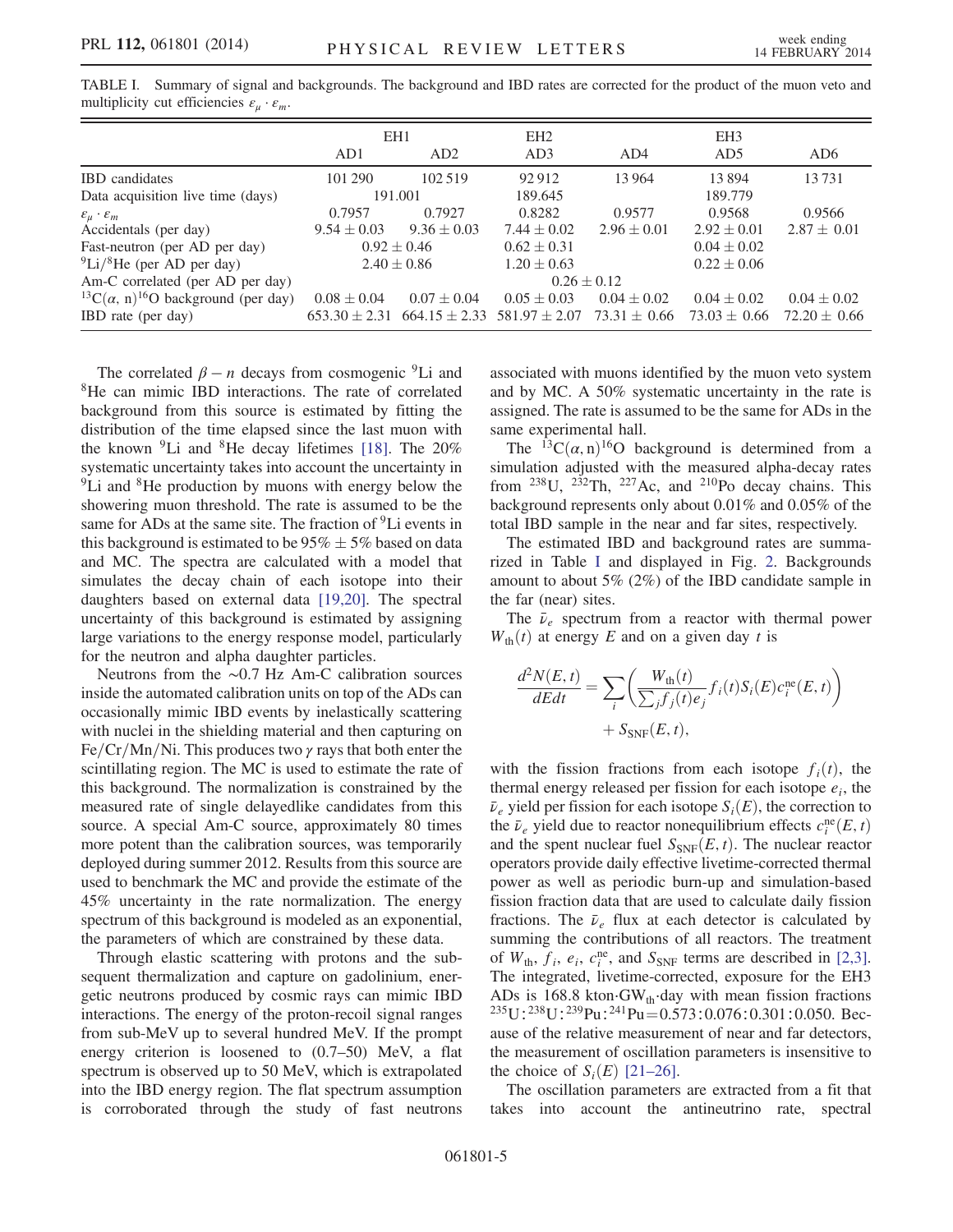TABLE I. Summary of signal and backgrounds. The background and IBD rates are corrected for the product of the muon veto and multiplicity cut efficiencies $\varepsilon_\mu \cdot \varepsilon_m$.

| | EH1 | | EH2 | | EH3 | |
|---|---|---|---|---|---|---|
| | AD1 | AD2 | AD3 | AD4 | AD5 | AD6 |
| IBD candidates | 101 290 | 102 519 | 92 912 | 13 964 | 13 894 | 13 731 |
| Data acquisition live time (days) | 191.001 | | 189.645 | | 189.779 | |
| $\varepsilon_\mu \cdot \varepsilon_m$ | 0.7957 | 0.7927 | 0.8282 | 0.9577 | 0.9568 | 0.9566 |
| Accidentals (per day) | $9.54 \pm 0.03$ | $9.36 \pm 0.03$ | $7.44 \pm 0.02$ | $2.96 \pm 0.01$ | $2.92 \pm 0.01$ | $2.87 \pm 0.01$ |
| Fast-neutron (per AD per day) | $0.92 \pm 0.46$ | | $0.62 \pm 0.31$ | | $0.04 \pm 0.02$ | |
| $^{9}$Li/$^{8}$He (per AD per day) | $2.40 \pm 0.86$ | | $1.20 \pm 0.63$ | | $0.22 \pm 0.06$ | |
| Am-C correlated (per AD per day) | $0.26 \pm 0.12$ | | | | | |
| $^{13}$C$(\alpha, \mathrm{n})^{16}$O background (per day) | $0.08 \pm 0.04$ | $0.07 \pm 0.04$ | $0.05 \pm 0.03$ | $0.04 \pm 0.02$ | $0.04 \pm 0.02$ | $0.04 \pm 0.02$ |
| IBD rate (per day) | $653.30 \pm 2.31$ | $664.15 \pm 2.33$ | $581.97 \pm 2.07$ | $73.31 \pm 0.66$ | $73.03 \pm 0.66$ | $72.20 \pm 0.66$ |

The correlated $\beta - n$ decays from cosmogenic $^{9}$Li and $^{8}$He can mimic IBD interactions. The rate of correlated background from this source is estimated by fitting the distribution of the time elapsed since the last muon with the known $^{9}$Li and $^{8}$He decay lifetimes [18]. The 20% systematic uncertainty takes into account the uncertainty in $^{9}$Li and $^{8}$He production by muons with energy below the showering muon threshold. The rate is assumed to be the same for ADs at the same site. The fraction of $^{9}$Li events in this background is estimated to be $95\% \pm 5\%$ based on data and MC. The spectra are calculated with a model that simulates the decay chain of each isotope into their daughters based on external data [19,20]. The spectral uncertainty of this background is estimated by assigning large variations to the energy response model, particularly for the neutron and alpha daughter particles.

Neutrons from the $\sim$0.7 Hz Am-C calibration sources inside the automated calibration units on top of the ADs can occasionally mimic IBD events by inelastically scattering with nuclei in the shielding material and then capturing on Fe/Cr/Mn/Ni. This produces two $\gamma$ rays that both enter the scintillating region. The MC is used to estimate the rate of this background. The normalization is constrained by the measured rate of single delayedlike candidates from this source. A special Am-C source, approximately 80 times more potent than the calibration sources, was temporarily deployed during summer 2012. Results from this source are used to benchmark the MC and provide the estimate of the 45% uncertainty in the rate normalization. The energy spectrum of this background is modeled as an exponential, the parameters of which are constrained by these data.

Through elastic scattering with protons and the subsequent thermalization and capture on gadolinium, energetic neutrons produced by cosmic rays can mimic IBD interactions. The energy of the proton-recoil signal ranges from sub-MeV up to several hundred MeV. If the prompt energy criterion is loosened to (0.7–50) MeV, a flat spectrum is observed up to 50 MeV, which is extrapolated into the IBD energy region. The flat spectrum assumption is corroborated through the study of fast neutrons associated with muons identified by the muon veto system and by MC. A 50% systematic uncertainty in the rate is assigned. The rate is assumed to be the same for ADs in the same experimental hall.

The $^{13}$C$(\alpha, \mathrm{n})^{16}$O background is determined from a simulation adjusted with the measured alpha-decay rates from $^{238}$U, $^{232}$Th, $^{227}$Ac, and $^{210}$Po decay chains. This background represents only about 0.01% and 0.05% of the total IBD sample in the near and far sites, respectively.

The estimated IBD and background rates are summarized in Table I and displayed in Fig. 2. Backgrounds amount to about 5% (2%) of the IBD candidate sample in the far (near) sites.

The $\bar{\nu}_e$ spectrum from a reactor with thermal power $W_{\mathrm{th}}(t)$ at energy $E$ and on a given day $t$ is

$$\frac{d^2N(E,t)}{dEdt} = \sum_i \left( \frac{W_{\mathrm{th}}(t)}{\sum_j f_j(t) e_j} f_i(t) S_i(E) c_i^{\mathrm{ne}}(E,t) \right) + S_{\mathrm{SNF}}(E,t),$$

with the fission fractions from each isotope $f_i(t)$, the thermal energy released per fission for each isotope $e_i$, the $\bar{\nu}_e$ yield per fission for each isotope $S_i(E)$, the correction to the $\bar{\nu}_e$ yield due to reactor nonequilibrium effects $c_i^{\mathrm{ne}}(E,t)$ and the spent nuclear fuel $S_{\mathrm{SNF}}(E,t)$. The nuclear reactor operators provide daily effective livetime-corrected thermal power as well as periodic burn-up and simulation-based fission fraction data that are used to calculate daily fission fractions. The $\bar{\nu}_e$ flux at each detector is calculated by summing the contributions of all reactors. The treatment of $W_{\mathrm{th}}$, $f_i$, $e_i$, $c_i^{\mathrm{ne}}$, and $S_{\mathrm{SNF}}$ terms are described in [2,3]. The integrated, livetime-corrected, exposure for the EH3 ADs is 168.8 kton$\cdot$GW$_{\mathrm{th}}$$\cdot$day with mean fission fractions $^{235}$U:$^{238}$U:$^{239}$Pu:$^{241}$Pu$=$0.573:0.076:0.301:0.050. Because of the relative measurement of near and far detectors, the measurement of oscillation parameters is insensitive to the choice of $S_i(E)$ [21–26].

The oscillation parameters are extracted from a fit that takes into account the antineutrino rate, spectral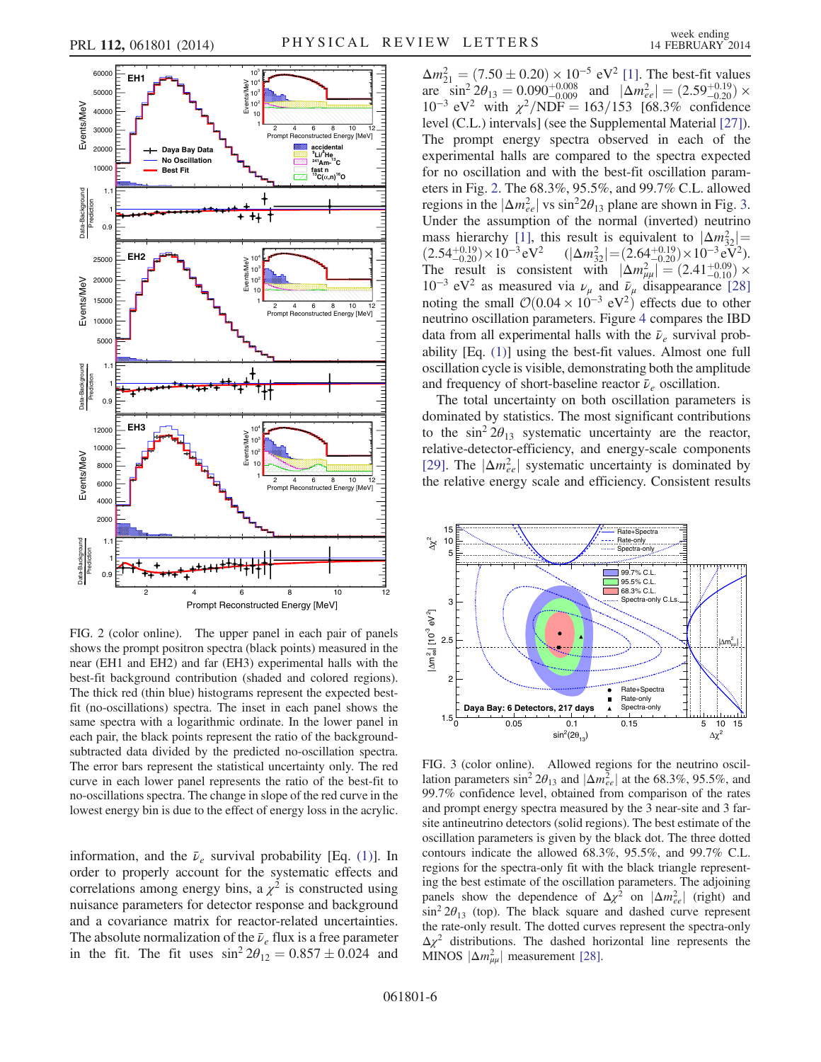FIG. 2 (color online). The upper panel in each pair of panels shows the prompt positron spectra (black points) measured in the near (EH1 and EH2) and far (EH3) experimental halls with the best-fit background contribution (shaded and colored regions). The thick red (thin blue) histograms represent the expected best-fit (no-oscillations) spectra. The inset in each panel shows the same spectra with a logarithmic ordinate. In the lower panel in each pair, the black points represent the ratio of the background-subtracted data divided by the predicted no-oscillation spectra. The error bars represent the statistical uncertainty only. The red curve in each lower panel represents the ratio of the best-fit to no-oscillations spectra. The change in slope of the red curve in the lowest energy bin is due to the effect of energy loss in the acrylic.

information, and the $\bar{\nu}_e$ survival probability [Eq. (1)]. In order to properly account for the systematic effects and correlations among energy bins, a $\chi^2$ is constructed using nuisance parameters for detector response and background and a covariance matrix for reactor-related uncertainties. The absolute normalization of the $\bar{\nu}_e$ flux is a free parameter in the fit. The fit uses $\sin^2 2\theta_{12} = 0.857 \pm 0.024$ and $\Delta m^2_{21} = (7.50 \pm 0.20) \times 10^{-5}$ eV$^2$ [1]. The best-fit values are $\sin^2 2\theta_{13} = 0.090^{+0.008}_{-0.009}$ and $|\Delta m^2_{ee}| = (2.59^{+0.19}_{-0.20}) \times 10^{-3}$ eV$^2$ with $\chi^2/\text{NDF} = 163/153$ [68.3% confidence level (C.L.) intervals] (see the Supplemental Material [27]). The prompt energy spectra observed in each of the experimental halls are compared to the spectra expected for no oscillation and with the best-fit oscillation parameters in Fig. 2. The 68.3%, 95.5%, and 99.7% C.L. allowed regions in the $|\Delta m^2_{ee}|$ vs $\sin^2 2\theta_{13}$ plane are shown in Fig. 3. Under the assumption of the normal (inverted) neutrino mass hierarchy [1], this result is equivalent to $|\Delta m^2_{32}| = (2.54^{+0.19}_{-0.20}) \times 10^{-3}$ eV$^2$ $(|\Delta m^2_{32}| = (2.64^{+0.19}_{-0.20}) \times 10^{-3}$ eV$^2)$. The result is consistent with $|\Delta m^2_{\mu\mu}| = (2.41^{+0.09}_{-0.10}) \times 10^{-3}$ eV$^2$ as measured via $\nu_\mu$ and $\bar{\nu}_\mu$ disappearance [28] noting the small $\mathcal{O}(0.04 \times 10^{-3}$ eV$^2)$ effects due to other neutrino oscillation parameters. Figure 4 compares the IBD data from all experimental halls with the $\bar{\nu}_e$ survival probability [Eq. (1)] using the best-fit values. Almost one full oscillation cycle is visible, demonstrating both the amplitude and frequency of short-baseline reactor $\bar{\nu}_e$ oscillation.

The total uncertainty on both oscillation parameters is dominated by statistics. The most significant contributions to the $\sin^2 2\theta_{13}$ systematic uncertainty are the reactor, relative-detector-efficiency, and energy-scale components [29]. The $|\Delta m^2_{ee}|$ systematic uncertainty is dominated by the relative energy scale and efficiency. Consistent results

FIG. 3 (color online). Allowed regions for the neutrino oscillation parameters $\sin^2 2\theta_{13}$ and $|\Delta m^2_{ee}|$ at the 68.3%, 95.5%, and 99.7% confidence level, obtained from comparison of the rates and prompt energy spectra measured by the 3 near-site and 3 far-site antineutrino detectors (solid regions). The best estimate of the oscillation parameters is given by the black dot. The three dotted contours indicate the allowed 68.3%, 95.5%, and 99.7% C.L. regions for the spectra-only fit with the black triangle representing the best estimate of the oscillation parameters. The adjoining panels show the dependence of $\Delta\chi^2$ on $|\Delta m^2_{ee}|$ (right) and $\sin^2 2\theta_{13}$ (top). The black square and dashed curve represent the rate-only result. The dotted curves represent the spectra-only $\Delta\chi^2$ distributions. The dashed horizontal line represents the MINOS $|\Delta m^2_{\mu\mu}|$ measurement [28].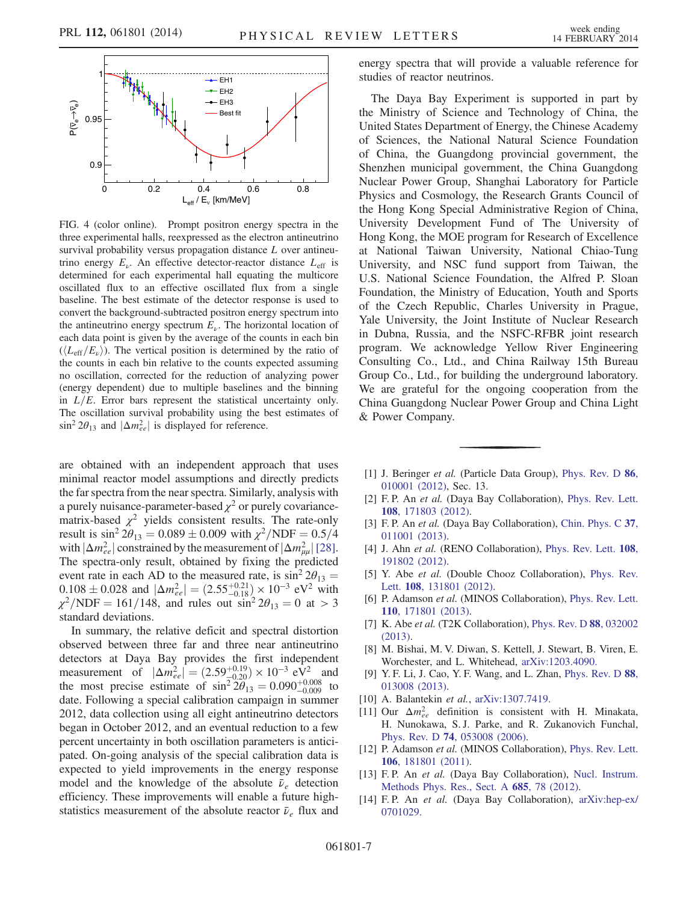FIG. 4 (color online). Prompt positron energy spectra in the three experimental halls, reexpressed as the electron antineutrino survival probability versus propagation distance $L$ over antineutrino energy $E_\nu$. An effective detector-reactor distance $L_{\rm eff}$ is determined for each experimental hall equating the multicore oscillated flux to an effective oscillated flux from a single baseline. The best estimate of the detector response is used to convert the background-subtracted positron energy spectrum into the antineutrino energy spectrum $E_\nu$. The horizontal location of each data point is given by the average of the counts in each bin ($\langle L_{\rm eff}/E_\nu \rangle$). The vertical position is determined by the ratio of the counts in each bin relative to the counts expected assuming no oscillation, corrected for the reduction of analyzing power (energy dependent) due to multiple baselines and the binning in $L/E$. Error bars represent the statistical uncertainty only. The oscillation survival probability using the best estimates of $\sin^2 2\theta_{13}$ and $|\Delta m^2_{ee}|$ is displayed for reference.

are obtained with an independent approach that uses minimal reactor model assumptions and directly predicts the far spectra from the near spectra. Similarly, analysis with a purely nuisance-parameter-based $\chi^2$ or purely covariance-matrix-based $\chi^2$ yields consistent results. The rate-only result is $\sin^2 2\theta_{13} = 0.089 \pm 0.009$ with $\chi^2/\mathrm{NDF} = 0.5/4$ with $|\Delta m^2_{ee}|$ constrained by the measurement of $|\Delta m^2_{\mu\mu}|$ [28]. The spectra-only result, obtained by fixing the predicted event rate in each AD to the measured rate, is $\sin^2 2\theta_{13} = 0.108 \pm 0.028$ and $|\Delta m^2_{ee}| = (2.55^{+0.21}_{-0.18}) \times 10^{-3}\ \mathrm{eV}^2$ with $\chi^2/\mathrm{NDF} = 161/148$, and rules out $\sin^2 2\theta_{13} = 0$ at $> 3$ standard deviations.

In summary, the relative deficit and spectral distortion observed between three far and three near antineutrino detectors at Daya Bay provides the first independent measurement of $|\Delta m^2_{ee}| = (2.59^{+0.19}_{-0.20}) \times 10^{-3}\ \mathrm{eV}^2$ and the most precise estimate of $\sin^2 2\theta_{13} = 0.090^{+0.008}_{-0.009}$ to date. Following a special calibration campaign in summer 2012, data collection using all eight antineutrino detectors began in October 2012, and an eventual reduction to a few percent uncertainty in both oscillation parameters is anticipated. On-going analysis of the special calibration data is expected to yield improvements in the energy response model and the knowledge of the absolute $\bar{\nu}_e$ detection efficiency. These improvements will enable a future high-statistics measurement of the absolute reactor $\bar{\nu}_e$ flux and energy spectra that will provide a valuable reference for studies of reactor neutrinos.

The Daya Bay Experiment is supported in part by the Ministry of Science and Technology of China, the United States Department of Energy, the Chinese Academy of Sciences, the National Natural Science Foundation of China, the Guangdong provincial government, the Shenzhen municipal government, the China Guangdong Nuclear Power Group, Shanghai Laboratory for Particle Physics and Cosmology, the Research Grants Council of the Hong Kong Special Administrative Region of China, University Development Fund of The University of Hong Kong, the MOE program for Research of Excellence at National Taiwan University, National Chiao-Tung University, and NSC fund support from Taiwan, the U.S. National Science Foundation, the Alfred P. Sloan Foundation, the Ministry of Education, Youth and Sports of the Czech Republic, Charles University in Prague, Yale University, the Joint Institute of Nuclear Research in Dubna, Russia, and the NSFC-RFBR joint research program. We acknowledge Yellow River Engineering Consulting Co., Ltd., and China Railway 15th Bureau Group Co., Ltd., for building the underground laboratory. We are grateful for the ongoing cooperation from the China Guangdong Nuclear Power Group and China Light & Power Company.

---

[1] J. Beringer *et al.* (Particle Data Group), Phys. Rev. D **86**, 010001 (2012), Sec. 13.

[2] F. P. An *et al.* (Daya Bay Collaboration), Phys. Rev. Lett. **108**, 171803 (2012).

[3] F. P. An *et al.* (Daya Bay Collaboration), Chin. Phys. C **37**, 011001 (2013).

[4] J. Ahn *et al.* (RENO Collaboration), Phys. Rev. Lett. **108**, 191802 (2012).

[5] Y. Abe *et al.* (Double Chooz Collaboration), Phys. Rev. Lett. **108**, 131801 (2012).

[6] P. Adamson *et al.* (MINOS Collaboration), Phys. Rev. Lett. **110**, 171801 (2013).

[7] K. Abe *et al.* (T2K Collaboration), Phys. Rev. D **88**, 032002 (2013).

[8] M. Bishai, M. V. Diwan, S. Kettell, J. Stewart, B. Viren, E. Worchester, and L. Whitehead, arXiv:1203.4090.

[9] Y. F. Li, J. Cao, Y. F. Wang, and L. Zhan, Phys. Rev. D **88**, 013008 (2013).

[10] A. Balantekin *et al.*, arXiv:1307.7419.

[11] Our $\Delta m^2_{ee}$ definition is consistent with H. Minakata, H. Nunokawa, S. J. Parke, and R. Zukanovich Funchal, Phys. Rev. D **74**, 053008 (2006).

[12] P. Adamson *et al.* (MINOS Collaboration), Phys. Rev. Lett. **106**, 181801 (2011).

[13] F. P. An *et al.* (Daya Bay Collaboration), Nucl. Instrum. Methods Phys. Res., Sect. A **685**, 78 (2012).

[14] F. P. An *et al.* (Daya Bay Collaboration), arXiv:hep-ex/0701029.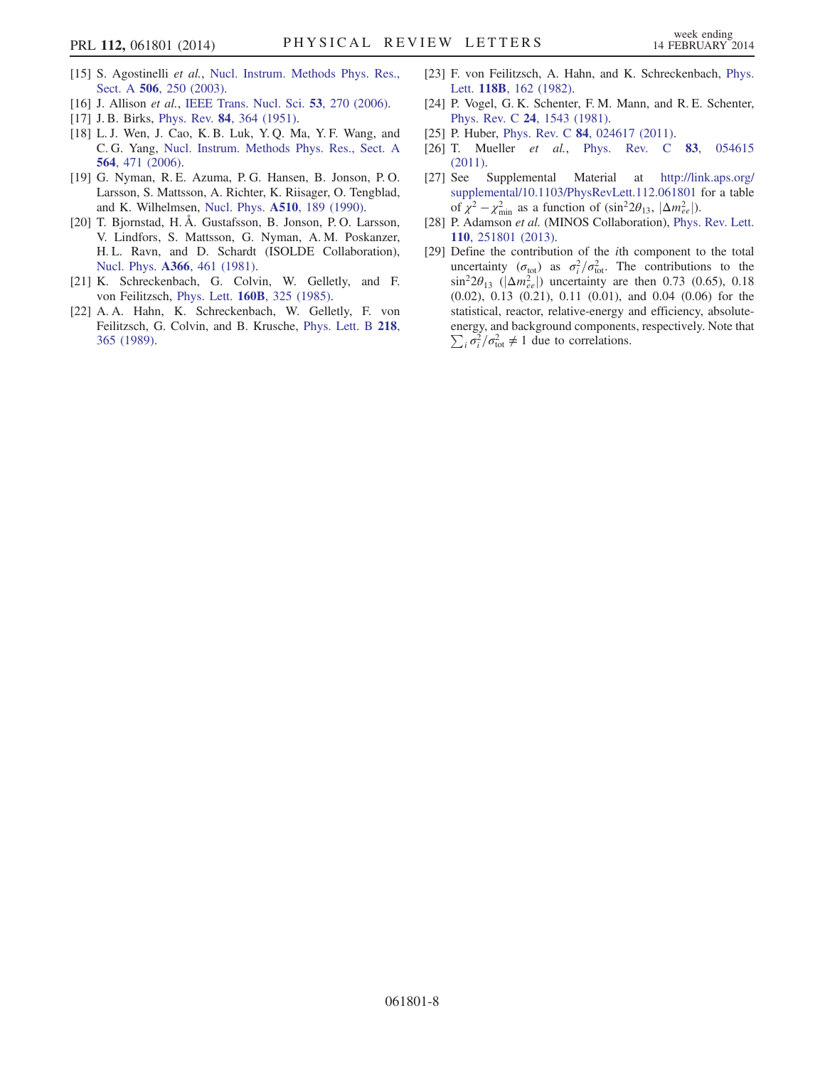[15] S. Agostinelli *et al.*, Nucl. Instrum. Methods Phys. Res., Sect. A **506**, 250 (2003).

[16] J. Allison *et al.*, IEEE Trans. Nucl. Sci. **53**, 270 (2006).

[17] J. B. Birks, Phys. Rev. **84**, 364 (1951).

[18] L. J. Wen, J. Cao, K. B. Luk, Y. Q. Ma, Y. F. Wang, and C. G. Yang, Nucl. Instrum. Methods Phys. Res., Sect. A **564**, 471 (2006).

[19] G. Nyman, R. E. Azuma, P. G. Hansen, B. Jonson, P. O. Larsson, S. Mattsson, A. Richter, K. Riisager, O. Tengblad, and K. Wilhelmsen, Nucl. Phys. **A510**, 189 (1990).

[20] T. Bjornstad, H. Å. Gustafsson, B. Jonson, P. O. Larsson, V. Lindfors, S. Mattsson, G. Nyman, A. M. Poskanzer, H. L. Ravn, and D. Schardt (ISOLDE Collaboration), Nucl. Phys. **A366**, 461 (1981).

[21] K. Schreckenbach, G. Colvin, W. Gelletly, and F. von Feilitzsch, Phys. Lett. **160B**, 325 (1985).

[22] A. A. Hahn, K. Schreckenbach, W. Gelletly, F. von Feilitzsch, G. Colvin, and B. Krusche, Phys. Lett. B **218**, 365 (1989).

[23] F. von Feilitzsch, A. Hahn, and K. Schreckenbach, Phys. Lett. **118B**, 162 (1982).

[24] P. Vogel, G. K. Schenter, F. M. Mann, and R. E. Schenter, Phys. Rev. C **24**, 1543 (1981).

[25] P. Huber, Phys. Rev. C **84**, 024617 (2011).

[26] T. Mueller *et al.*, Phys. Rev. C **83**, 054615 (2011).

[27] See Supplemental Material at http://link.aps.org/supplemental/10.1103/PhysRevLett.112.061801 for a table of $\chi^2 - \chi^2_{\rm min}$ as a function of ($\sin^2 2\theta_{13}$, $|\Delta m^2_{ee}|$).

[28] P. Adamson *et al.* (MINOS Collaboration), Phys. Rev. Lett. **110**, 251801 (2013).

[29] Define the contribution of the $i$th component to the total uncertainty ($\sigma_{\rm tot}$) as $\sigma_i^2/\sigma_{\rm tot}^2$. The contributions to the $\sin^2 2\theta_{13}$ ($|\Delta m^2_{ee}|$) uncertainty are then 0.73 (0.65), 0.18 (0.02), 0.13 (0.21), 0.11 (0.01), and 0.04 (0.06) for the statistical, reactor, relative-energy and efficiency, absolute-energy, and background components, respectively. Note that $\sum_i \sigma_i^2/\sigma_{\rm tot}^2 \neq 1$ due to correlations.